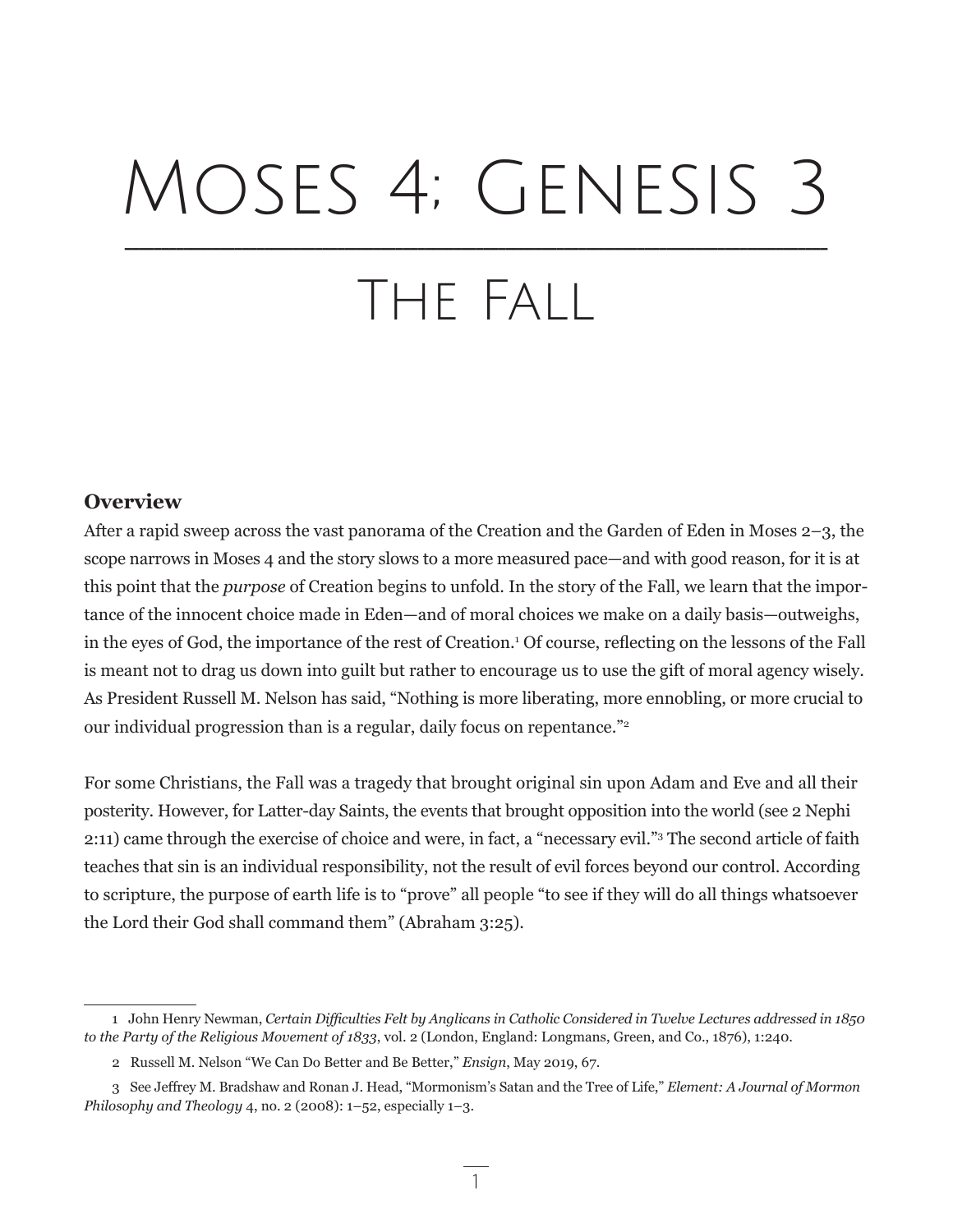# Moses 4; Genesis 3

## The Fall

### Overview

After a rapid sweep across the vast panorama of the Creation and the Garden of Eden in Moses 2–3, the scope narrows in Moses 4 and the story slows to a more measured pace—and with good reason, for it is at this point that the *purpose* of Creation begins to unfold. In the story of the Fall, we learn that the importance of the innocent choice made in Eden—and of moral choices we make on a daily basis—outweighs, in the eyes of God, the importance of the rest of Creation.[1] Of course, reflecting on the lessons of the Fall is meant not to drag us down into guilt but rather to encourage us to use the gift of moral agency wisely. As President Russell M. Nelson has said, "Nothing is more liberating, more ennobling, or more crucial to our individual progression than is a regular, daily focus on repentance."[2]

For some Christians, the Fall was a tragedy that brought original sin upon Adam and Eve and all their posterity. However, for Latter-day Saints, the events that brought opposition into the world (see 2 Nephi 2:11) came through the exercise of choice and were, in fact, a "necessary evil."[3] The second article of faith teaches that sin is an individual responsibility, not the result of evil forces beyond our control. According to scripture, the purpose of earth life is to "prove" all people "to see if they will do all things whatsoever the Lord their God shall command them" (Abraham 3:25).

---

1 John Henry Newman, *Certain Difficulties Felt by Anglicans in Catholic Considered in Twelve Lectures addressed in 1850 to the Party of the Religious Movement of 1833*, vol. 2 (London, England: Longmans, Green, and Co., 1876), 1:240.

2 Russell M. Nelson "We Can Do Better and Be Better," *Ensign*, May 2019, 67.

3 See Jeffrey M. Bradshaw and Ronan J. Head, "Mormonism's Satan and the Tree of Life," *Element: A Journal of Mormon Philosophy and Theology* 4, no. 2 (2008): 1–52, especially 1–3.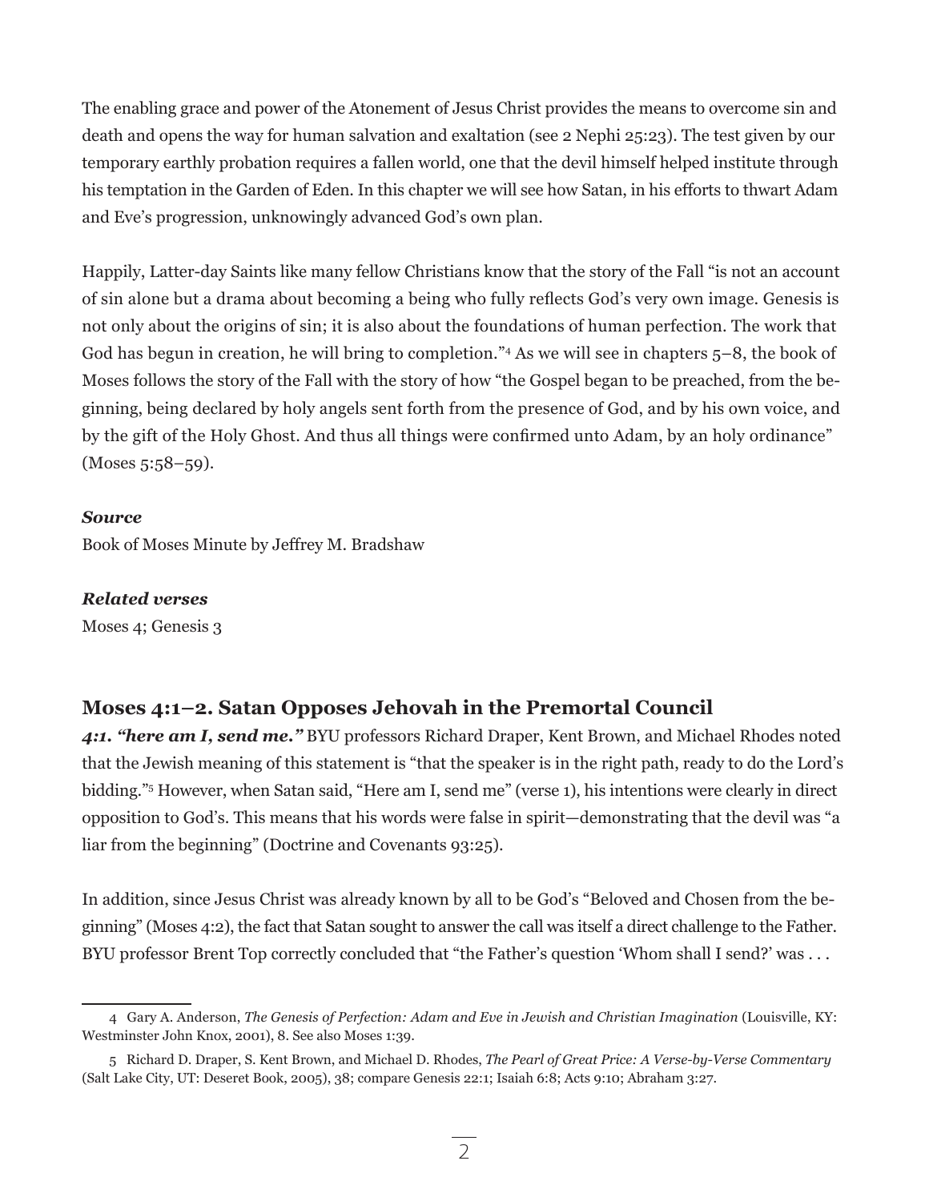The enabling grace and power of the Atonement of Jesus Christ provides the means to overcome sin and death and opens the way for human salvation and exaltation (see 2 Nephi 25:23). The test given by our temporary earthly probation requires a fallen world, one that the devil himself helped institute through his temptation in the Garden of Eden. In this chapter we will see how Satan, in his efforts to thwart Adam and Eve's progression, unknowingly advanced God's own plan.

Happily, Latter-day Saints like many fellow Christians know that the story of the Fall "is not an account of sin alone but a drama about becoming a being who fully reflects God's very own image. Genesis is not only about the origins of sin; it is also about the foundations of human perfection. The work that God has begun in creation, he will bring to completion."[4] As we will see in chapters 5–8, the book of Moses follows the story of the Fall with the story of how "the Gospel began to be preached, from the beginning, being declared by holy angels sent forth from the presence of God, and by his own voice, and by the gift of the Holy Ghost. And thus all things were confirmed unto Adam, by an holy ordinance" (Moses 5:58–59).

***Source***

Book of Moses Minute by Jeffrey M. Bradshaw

***Related verses***

Moses 4; Genesis 3

## Moses 4:1–2. Satan Opposes Jehovah in the Premortal Council

***4:1. "here am I, send me."*** BYU professors Richard Draper, Kent Brown, and Michael Rhodes noted that the Jewish meaning of this statement is "that the speaker is in the right path, ready to do the Lord's bidding."[5] However, when Satan said, "Here am I, send me" (verse 1), his intentions were clearly in direct opposition to God's. This means that his words were false in spirit—demonstrating that the devil was "a liar from the beginning" (Doctrine and Covenants 93:25).

In addition, since Jesus Christ was already known by all to be God's "Beloved and Chosen from the beginning" (Moses 4:2), the fact that Satan sought to answer the call was itself a direct challenge to the Father. BYU professor Brent Top correctly concluded that "the Father's question 'Whom shall I send?' was . . .

---

4 Gary A. Anderson, *The Genesis of Perfection: Adam and Eve in Jewish and Christian Imagination* (Louisville, KY: Westminster John Knox, 2001), 8. See also Moses 1:39.

5 Richard D. Draper, S. Kent Brown, and Michael D. Rhodes, *The Pearl of Great Price: A Verse-by-Verse Commentary* (Salt Lake City, UT: Deseret Book, 2005), 38; compare Genesis 22:1; Isaiah 6:8; Acts 9:10; Abraham 3:27.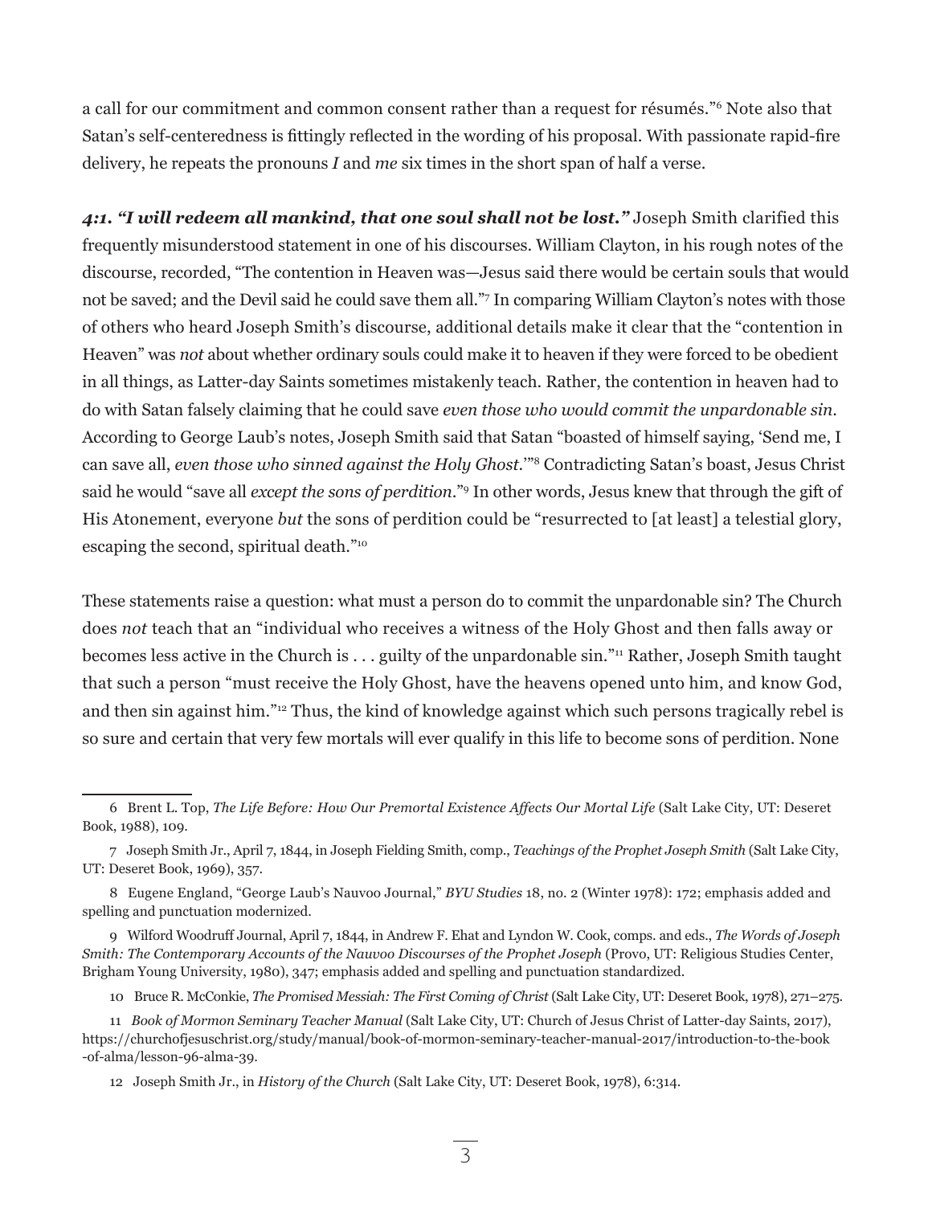a call for our commitment and common consent rather than a request for résumés."[6] Note also that Satan's self-centeredness is fittingly reflected in the wording of his proposal. With passionate rapid-fire delivery, he repeats the pronouns *I* and *me* six times in the short span of half a verse.

***4:1. "I will redeem all mankind, that one soul shall not be lost."*** Joseph Smith clarified this frequently misunderstood statement in one of his discourses. William Clayton, in his rough notes of the discourse, recorded, "The contention in Heaven was—Jesus said there would be certain souls that would not be saved; and the Devil said he could save them all."[7] In comparing William Clayton's notes with those of others who heard Joseph Smith's discourse, additional details make it clear that the "contention in Heaven" was *not* about whether ordinary souls could make it to heaven if they were forced to be obedient in all things, as Latter-day Saints sometimes mistakenly teach. Rather, the contention in heaven had to do with Satan falsely claiming that he could save *even those who would commit the unpardonable sin*. According to George Laub's notes, Joseph Smith said that Satan "boasted of himself saying, 'Send me, I can save all, *even those who sinned against the Holy Ghost*.'"[8] Contradicting Satan's boast, Jesus Christ said he would "save all *except the sons of perdition*."[9] In other words, Jesus knew that through the gift of His Atonement, everyone *but* the sons of perdition could be "resurrected to [at least] a telestial glory, escaping the second, spiritual death."[10]

These statements raise a question: what must a person do to commit the unpardonable sin? The Church does *not* teach that an "individual who receives a witness of the Holy Ghost and then falls away or becomes less active in the Church is . . . guilty of the unpardonable sin."[11] Rather, Joseph Smith taught that such a person "must receive the Holy Ghost, have the heavens opened unto him, and know God, and then sin against him."[12] Thus, the kind of knowledge against which such persons tragically rebel is so sure and certain that very few mortals will ever qualify in this life to become sons of perdition. None

---

6 Brent L. Top, *The Life Before: How Our Premortal Existence Affects Our Mortal Life* (Salt Lake City, UT: Deseret Book, 1988), 109.

7 Joseph Smith Jr., April 7, 1844, in Joseph Fielding Smith, comp., *Teachings of the Prophet Joseph Smith* (Salt Lake City, UT: Deseret Book, 1969), 357.

8 Eugene England, "George Laub's Nauvoo Journal," *BYU Studies* 18, no. 2 (Winter 1978): 172; emphasis added and spelling and punctuation modernized.

9 Wilford Woodruff Journal, April 7, 1844, in Andrew F. Ehat and Lyndon W. Cook, comps. and eds., *The Words of Joseph Smith: The Contemporary Accounts of the Nauvoo Discourses of the Prophet Joseph* (Provo, UT: Religious Studies Center, Brigham Young University, 1980), 347; emphasis added and spelling and punctuation standardized.

10 Bruce R. McConkie, *The Promised Messiah: The First Coming of Christ* (Salt Lake City, UT: Deseret Book, 1978), 271–275.

11 *Book of Mormon Seminary Teacher Manual* (Salt Lake City, UT: Church of Jesus Christ of Latter-day Saints, 2017), https://churchofjesuschrist.org/study/manual/book-of-mormon-seminary-teacher-manual-2017/introduction-to-the-book-of-alma/lesson-96-alma-39.

12 Joseph Smith Jr., in *History of the Church* (Salt Lake City, UT: Deseret Book, 1978), 6:314.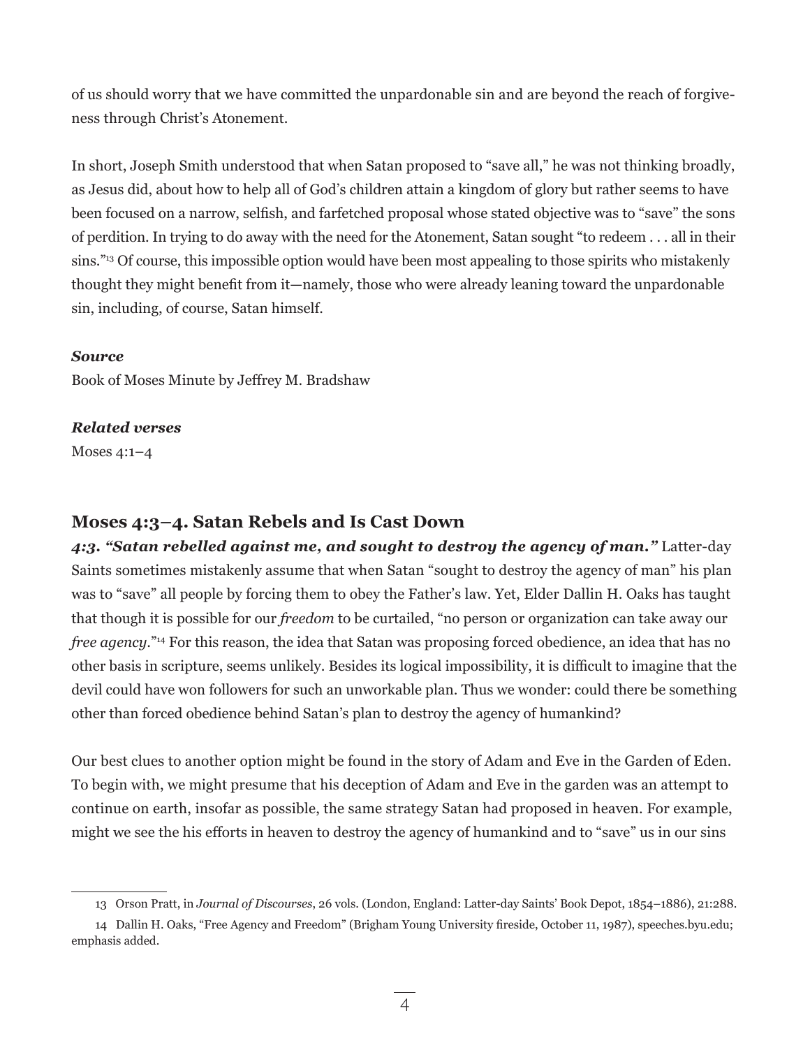of us should worry that we have committed the unpardonable sin and are beyond the reach of forgiveness through Christ's Atonement.

In short, Joseph Smith understood that when Satan proposed to "save all," he was not thinking broadly, as Jesus did, about how to help all of God's children attain a kingdom of glory but rather seems to have been focused on a narrow, selfish, and farfetched proposal whose stated objective was to "save" the sons of perdition. In trying to do away with the need for the Atonement, Satan sought "to redeem . . . all in their sins."[13] Of course, this impossible option would have been most appealing to those spirits who mistakenly thought they might benefit from it—namely, those who were already leaning toward the unpardonable sin, including, of course, Satan himself.

***Source***

Book of Moses Minute by Jeffrey M. Bradshaw

***Related verses***

Moses 4:1–4

## Moses 4:3–4. Satan Rebels and Is Cast Down

***4:3. "Satan rebelled against me, and sought to destroy the agency of man."*** Latter-day Saints sometimes mistakenly assume that when Satan "sought to destroy the agency of man" his plan was to "save" all people by forcing them to obey the Father's law. Yet, Elder Dallin H. Oaks has taught that though it is possible for our *freedom* to be curtailed, "no person or organization can take away our *free agency*."[14] For this reason, the idea that Satan was proposing forced obedience, an idea that has no other basis in scripture, seems unlikely. Besides its logical impossibility, it is difficult to imagine that the devil could have won followers for such an unworkable plan. Thus we wonder: could there be something other than forced obedience behind Satan's plan to destroy the agency of humankind?

Our best clues to another option might be found in the story of Adam and Eve in the Garden of Eden. To begin with, we might presume that his deception of Adam and Eve in the garden was an attempt to continue on earth, insofar as possible, the same strategy Satan had proposed in heaven. For example, might we see the his efforts in heaven to destroy the agency of humankind and to "save" us in our sins

---

13 Orson Pratt, in *Journal of Discourses*, 26 vols. (London, England: Latter-day Saints' Book Depot, 1854–1886), 21:288.

14 Dallin H. Oaks, "Free Agency and Freedom" (Brigham Young University fireside, October 11, 1987), speeches.byu.edu; emphasis added.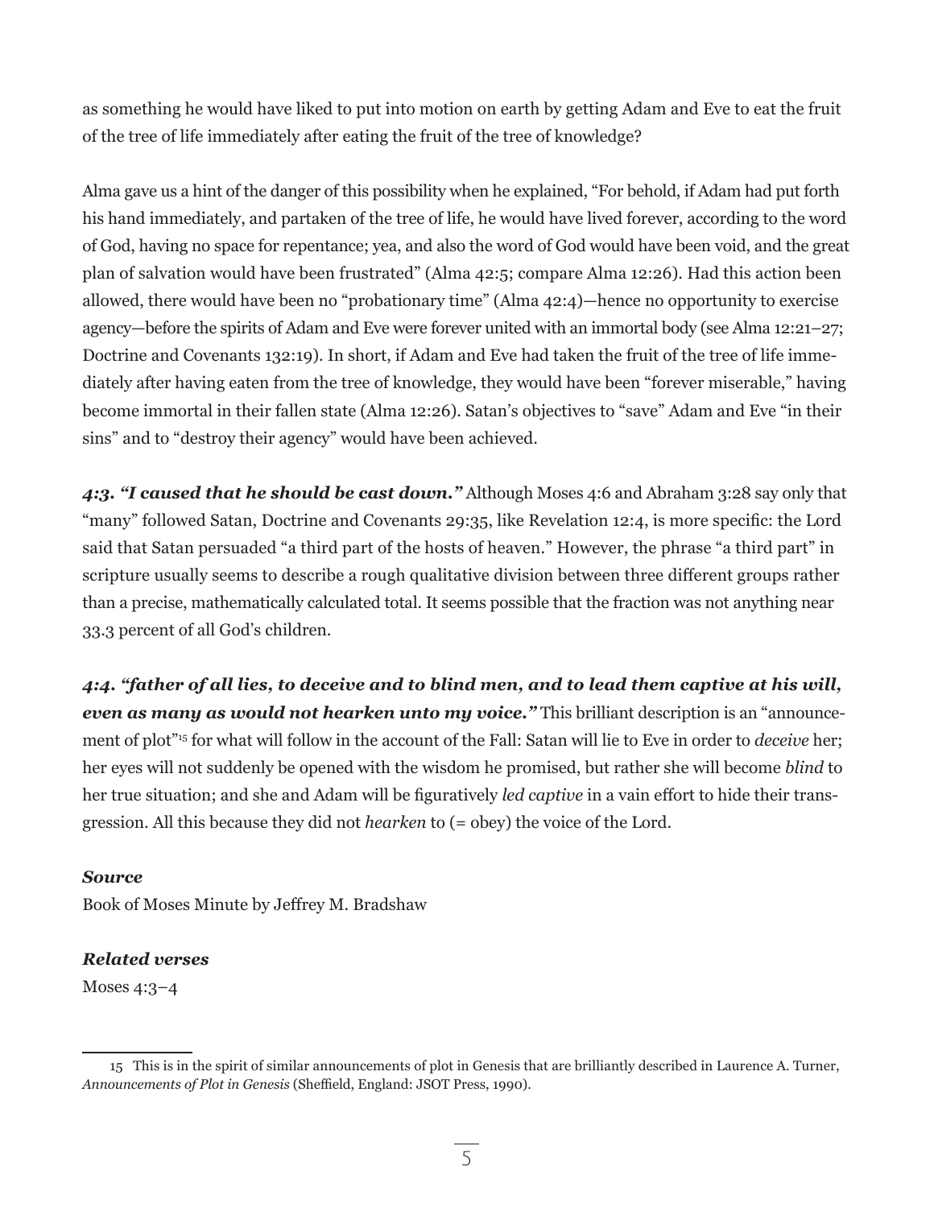as something he would have liked to put into motion on earth by getting Adam and Eve to eat the fruit of the tree of life immediately after eating the fruit of the tree of knowledge?

Alma gave us a hint of the danger of this possibility when he explained, "For behold, if Adam had put forth his hand immediately, and partaken of the tree of life, he would have lived forever, according to the word of God, having no space for repentance; yea, and also the word of God would have been void, and the great plan of salvation would have been frustrated" (Alma 42:5; compare Alma 12:26). Had this action been allowed, there would have been no "probationary time" (Alma 42:4)—hence no opportunity to exercise agency—before the spirits of Adam and Eve were forever united with an immortal body (see Alma 12:21–27; Doctrine and Covenants 132:19). In short, if Adam and Eve had taken the fruit of the tree of life immediately after having eaten from the tree of knowledge, they would have been "forever miserable," having become immortal in their fallen state (Alma 12:26). Satan's objectives to "save" Adam and Eve "in their sins" and to "destroy their agency" would have been achieved.

***4:3. "I caused that he should be cast down."*** Although Moses 4:6 and Abraham 3:28 say only that "many" followed Satan, Doctrine and Covenants 29:35, like Revelation 12:4, is more specific: the Lord said that Satan persuaded "a third part of the hosts of heaven." However, the phrase "a third part" in scripture usually seems to describe a rough qualitative division between three different groups rather than a precise, mathematically calculated total. It seems possible that the fraction was not anything near 33.3 percent of all God's children.

***4:4. "father of all lies, to deceive and to blind men, and to lead them captive at his will, even as many as would not hearken unto my voice."*** This brilliant description is an "announcement of plot"[15] for what will follow in the account of the Fall: Satan will lie to Eve in order to *deceive* her; her eyes will not suddenly be opened with the wisdom he promised, but rather she will become *blind* to her true situation; and she and Adam will be figuratively *led captive* in a vain effort to hide their transgression. All this because they did not *hearken* to (= obey) the voice of the Lord.

***Source***

Book of Moses Minute by Jeffrey M. Bradshaw

***Related verses***

Moses 4:3–4

---

15 This is in the spirit of similar announcements of plot in Genesis that are brilliantly described in Laurence A. Turner, *Announcements of Plot in Genesis* (Sheffield, England: JSOT Press, 1990).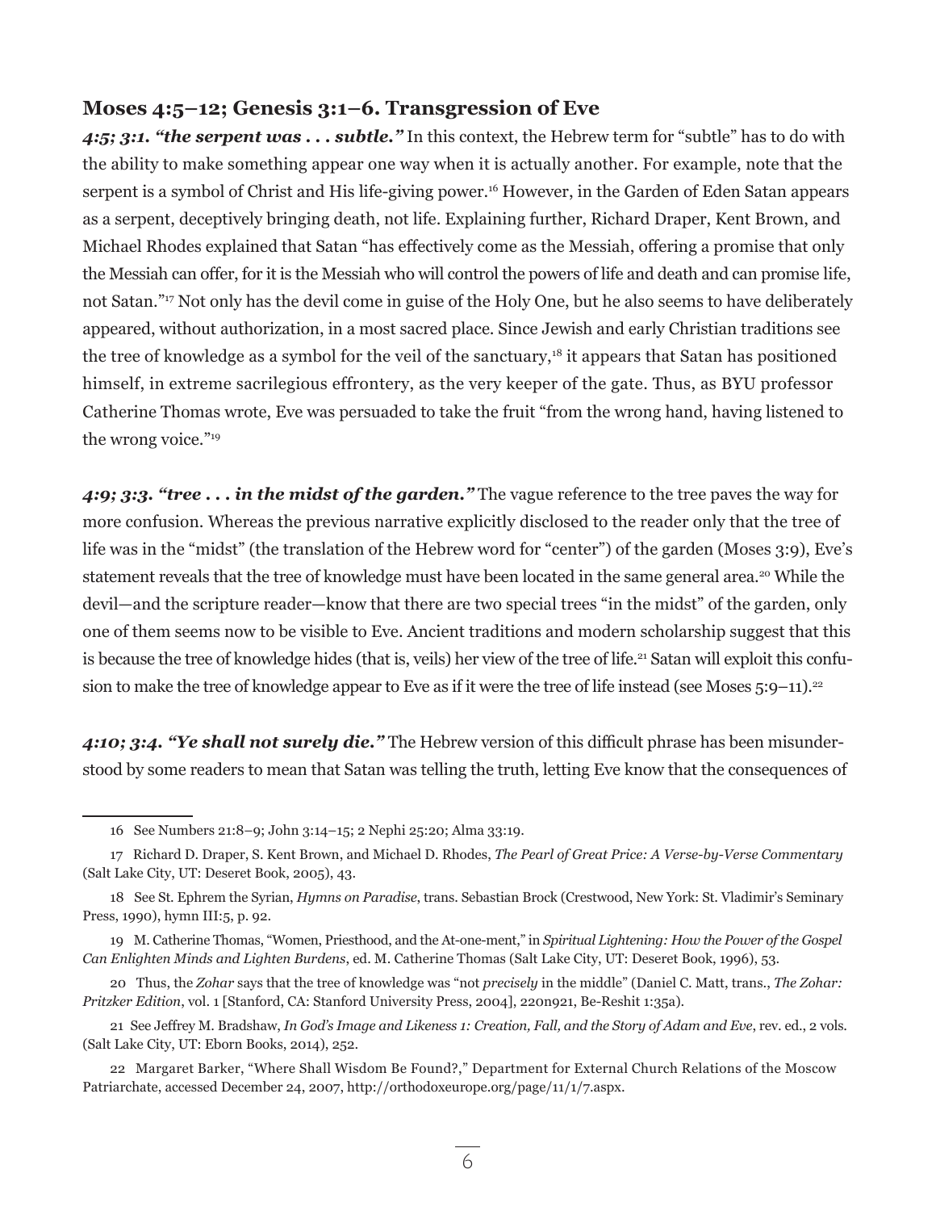## Moses 4:5–12; Genesis 3:1–6. Transgression of Eve

***4:5; 3:1. "the serpent was . . . subtle."*** In this context, the Hebrew term for "subtle" has to do with the ability to make something appear one way when it is actually another. For example, note that the serpent is a symbol of Christ and His life-giving power.[16] However, in the Garden of Eden Satan appears as a serpent, deceptively bringing death, not life. Explaining further, Richard Draper, Kent Brown, and Michael Rhodes explained that Satan "has effectively come as the Messiah, offering a promise that only the Messiah can offer, for it is the Messiah who will control the powers of life and death and can promise life, not Satan."[17] Not only has the devil come in guise of the Holy One, but he also seems to have deliberately appeared, without authorization, in a most sacred place. Since Jewish and early Christian traditions see the tree of knowledge as a symbol for the veil of the sanctuary,[18] it appears that Satan has positioned himself, in extreme sacrilegious effrontery, as the very keeper of the gate. Thus, as BYU professor Catherine Thomas wrote, Eve was persuaded to take the fruit "from the wrong hand, having listened to the wrong voice."[19]

***4:9; 3:3. "tree . . . in the midst of the garden."*** The vague reference to the tree paves the way for more confusion. Whereas the previous narrative explicitly disclosed to the reader only that the tree of life was in the "midst" (the translation of the Hebrew word for "center") of the garden (Moses 3:9), Eve's statement reveals that the tree of knowledge must have been located in the same general area.[20] While the devil—and the scripture reader—know that there are two special trees "in the midst" of the garden, only one of them seems now to be visible to Eve. Ancient traditions and modern scholarship suggest that this is because the tree of knowledge hides (that is, veils) her view of the tree of life.[21] Satan will exploit this confusion to make the tree of knowledge appear to Eve as if it were the tree of life instead (see Moses 5:9–11).[22]

***4:10; 3:4. "Ye shall not surely die."*** The Hebrew version of this difficult phrase has been misunderstood by some readers to mean that Satan was telling the truth, letting Eve know that the consequences of

---

16 See Numbers 21:8–9; John 3:14–15; 2 Nephi 25:20; Alma 33:19.

17 Richard D. Draper, S. Kent Brown, and Michael D. Rhodes, *The Pearl of Great Price: A Verse-by-Verse Commentary* (Salt Lake City, UT: Deseret Book, 2005), 43.

18 See St. Ephrem the Syrian, *Hymns on Paradise*, trans. Sebastian Brock (Crestwood, New York: St. Vladimir's Seminary Press, 1990), hymn III:5, p. 92.

19 M. Catherine Thomas, "Women, Priesthood, and the At-one-ment," in *Spiritual Lightening: How the Power of the Gospel Can Enlighten Minds and Lighten Burdens*, ed. M. Catherine Thomas (Salt Lake City, UT: Deseret Book, 1996), 53.

20 Thus, the *Zohar* says that the tree of knowledge was "not *precisely* in the middle" (Daniel C. Matt, trans., *The Zohar: Pritzker Edition*, vol. 1 [Stanford, CA: Stanford University Press, 2004], 220n921, Be-Reshit 1:35a).

21 See Jeffrey M. Bradshaw, *In God's Image and Likeness 1: Creation, Fall, and the Story of Adam and Eve*, rev. ed., 2 vols. (Salt Lake City, UT: Eborn Books, 2014), 252.

22 Margaret Barker, "Where Shall Wisdom Be Found?," Department for External Church Relations of the Moscow Patriarchate, accessed December 24, 2007, http://orthodoxeurope.org/page/11/1/7.aspx.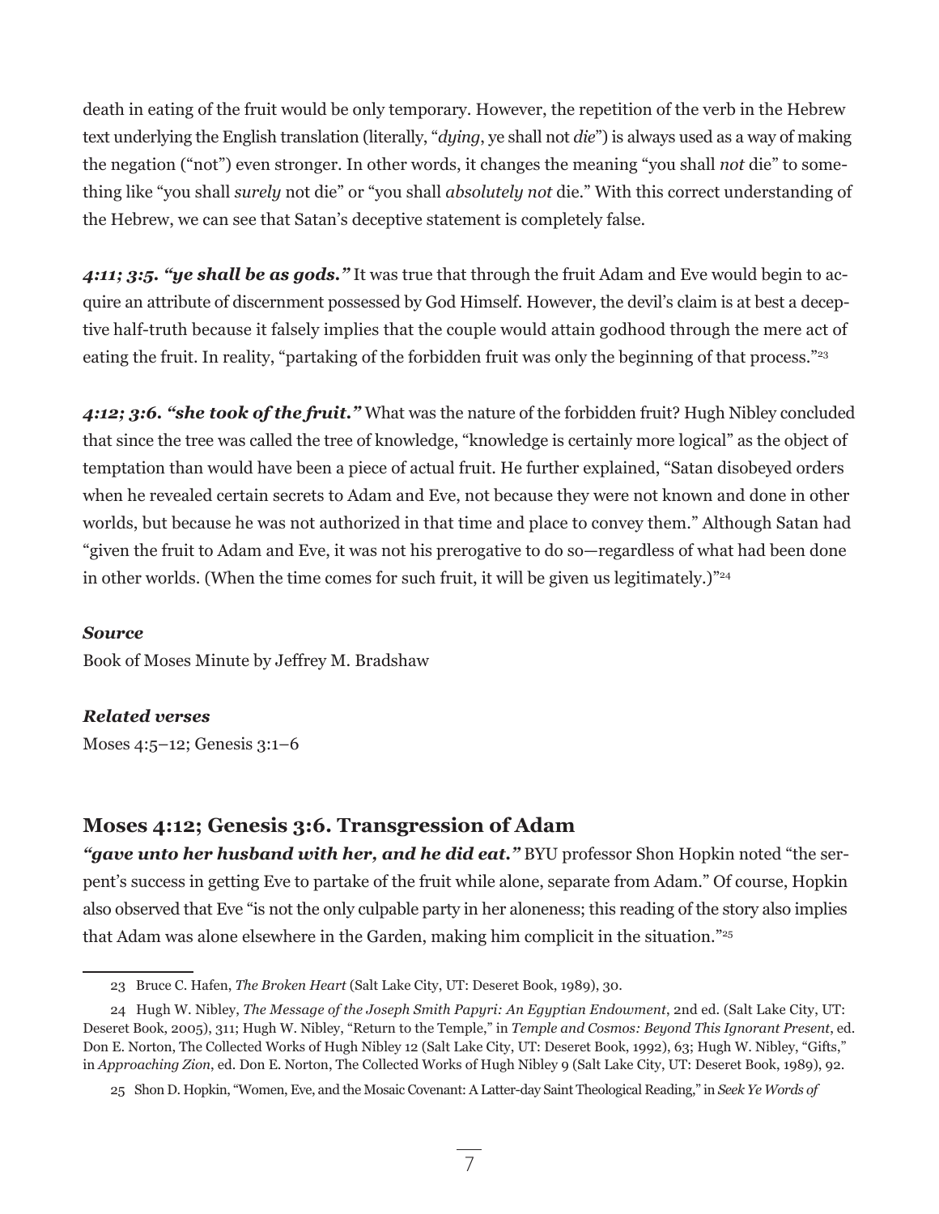death in eating of the fruit would be only temporary. However, the repetition of the verb in the Hebrew text underlying the English translation (literally, "*dying*, ye shall not *die*") is always used as a way of making the negation ("not") even stronger. In other words, it changes the meaning "you shall *not* die" to something like "you shall *surely* not die" or "you shall *absolutely not* die." With this correct understanding of the Hebrew, we can see that Satan's deceptive statement is completely false.

***4:11; 3:5. "ye shall be as gods."*** It was true that through the fruit Adam and Eve would begin to acquire an attribute of discernment possessed by God Himself. However, the devil's claim is at best a deceptive half-truth because it falsely implies that the couple would attain godhood through the mere act of eating the fruit. In reality, "partaking of the forbidden fruit was only the beginning of that process."[23]

***4:12; 3:6. "she took of the fruit."*** What was the nature of the forbidden fruit? Hugh Nibley concluded that since the tree was called the tree of knowledge, "knowledge is certainly more logical" as the object of temptation than would have been a piece of actual fruit. He further explained, "Satan disobeyed orders when he revealed certain secrets to Adam and Eve, not because they were not known and done in other worlds, but because he was not authorized in that time and place to convey them." Although Satan had "given the fruit to Adam and Eve, it was not his prerogative to do so—regardless of what had been done in other worlds. (When the time comes for such fruit, it will be given us legitimately.)"[24]

***Source***

Book of Moses Minute by Jeffrey M. Bradshaw

***Related verses***

Moses 4:5–12; Genesis 3:1–6

## Moses 4:12; Genesis 3:6. Transgression of Adam

***"gave unto her husband with her, and he did eat."*** BYU professor Shon Hopkin noted "the serpent's success in getting Eve to partake of the fruit while alone, separate from Adam." Of course, Hopkin also observed that Eve "is not the only culpable party in her aloneness; this reading of the story also implies that Adam was alone elsewhere in the Garden, making him complicit in the situation."[25]

---

23 Bruce C. Hafen, *The Broken Heart* (Salt Lake City, UT: Deseret Book, 1989), 30.

24 Hugh W. Nibley, *The Message of the Joseph Smith Papyri: An Egyptian Endowment*, 2nd ed. (Salt Lake City, UT: Deseret Book, 2005), 311; Hugh W. Nibley, "Return to the Temple," in *Temple and Cosmos: Beyond This Ignorant Present*, ed. Don E. Norton, The Collected Works of Hugh Nibley 12 (Salt Lake City, UT: Deseret Book, 1992), 63; Hugh W. Nibley, "Gifts," in *Approaching Zion*, ed. Don E. Norton, The Collected Works of Hugh Nibley 9 (Salt Lake City, UT: Deseret Book, 1989), 92.

25 Shon D. Hopkin, "Women, Eve, and the Mosaic Covenant: A Latter-day Saint Theological Reading," in *Seek Ye Words of*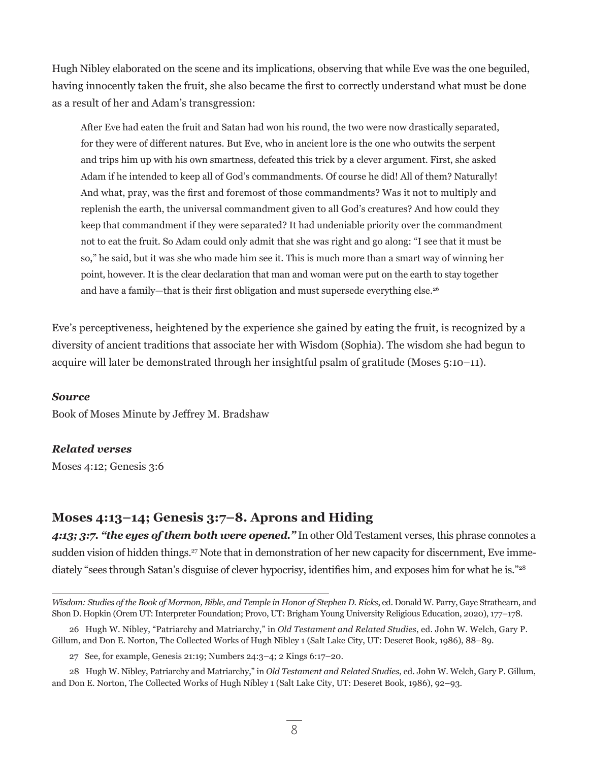Hugh Nibley elaborated on the scene and its implications, observing that while Eve was the one beguiled, having innocently taken the fruit, she also became the first to correctly understand what must be done as a result of her and Adam's transgression:

> After Eve had eaten the fruit and Satan had won his round, the two were now drastically separated, for they were of different natures. But Eve, who in ancient lore is the one who outwits the serpent and trips him up with his own smartness, defeated this trick by a clever argument. First, she asked Adam if he intended to keep all of God's commandments. Of course he did! All of them? Naturally! And what, pray, was the first and foremost of those commandments? Was it not to multiply and replenish the earth, the universal commandment given to all God's creatures? And how could they keep that commandment if they were separated? It had undeniable priority over the commandment not to eat the fruit. So Adam could only admit that she was right and go along: "I see that it must be so," he said, but it was she who made him see it. This is much more than a smart way of winning her point, however. It is the clear declaration that man and woman were put on the earth to stay together and have a family—that is their first obligation and must supersede everything else.[26]

Eve's perceptiveness, heightened by the experience she gained by eating the fruit, is recognized by a diversity of ancient traditions that associate her with Wisdom (Sophia). The wisdom she had begun to acquire will later be demonstrated through her insightful psalm of gratitude (Moses 5:10–11).

***Source***

Book of Moses Minute by Jeffrey M. Bradshaw

***Related verses***

Moses 4:12; Genesis 3:6

## Moses 4:13–14; Genesis 3:7–8. Aprons and Hiding

***4:13; 3:7. "the eyes of them both were opened."*** In other Old Testament verses, this phrase connotes a sudden vision of hidden things.[27] Note that in demonstration of her new capacity for discernment, Eve immediately "sees through Satan's disguise of clever hypocrisy, identifies him, and exposes him for what he is."[28]

---

*Wisdom: Studies of the Book of Mormon, Bible, and Temple in Honor of Stephen D. Ricks*, ed. Donald W. Parry, Gaye Strathearn, and Shon D. Hopkin (Orem UT: Interpreter Foundation; Provo, UT: Brigham Young University Religious Education, 2020), 177–178.

26 Hugh W. Nibley, "Patriarchy and Matriarchy," in *Old Testament and Related Studies*, ed. John W. Welch, Gary P. Gillum, and Don E. Norton, The Collected Works of Hugh Nibley 1 (Salt Lake City, UT: Deseret Book, 1986), 88–89.

27 See, for example, Genesis 21:19; Numbers 24:3–4; 2 Kings 6:17–20.

28 Hugh W. Nibley, Patriarchy and Matriarchy," in *Old Testament and Related Studies*, ed. John W. Welch, Gary P. Gillum, and Don E. Norton, The Collected Works of Hugh Nibley 1 (Salt Lake City, UT: Deseret Book, 1986), 92–93.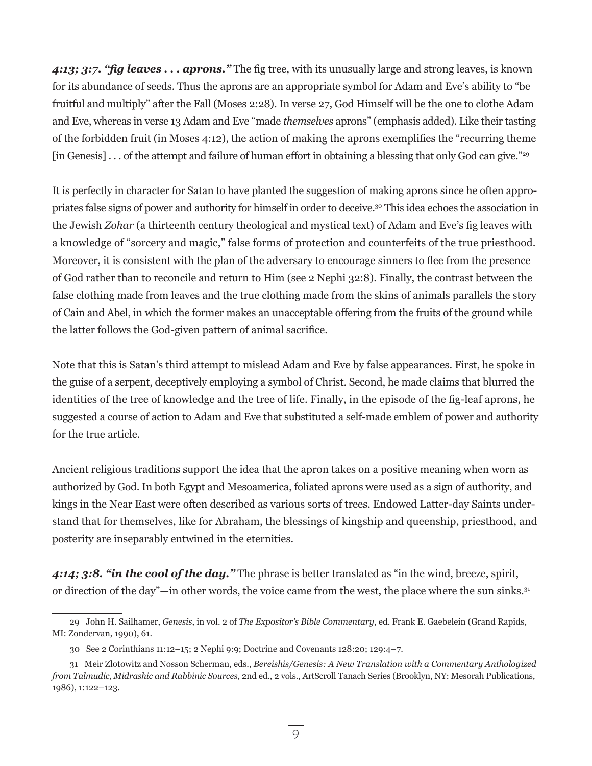***4:13; 3:7. "fig leaves . . . aprons."*** The fig tree, with its unusually large and strong leaves, is known for its abundance of seeds. Thus the aprons are an appropriate symbol for Adam and Eve's ability to "be fruitful and multiply" after the Fall (Moses 2:28). In verse 27, God Himself will be the one to clothe Adam and Eve, whereas in verse 13 Adam and Eve "made *themselves* aprons" (emphasis added). Like their tasting of the forbidden fruit (in Moses 4:12), the action of making the aprons exemplifies the "recurring theme [in Genesis] . . . of the attempt and failure of human effort in obtaining a blessing that only God can give."[29]

It is perfectly in character for Satan to have planted the suggestion of making aprons since he often appropriates false signs of power and authority for himself in order to deceive.[30] This idea echoes the association in the Jewish *Zohar* (a thirteenth century theological and mystical text) of Adam and Eve's fig leaves with a knowledge of "sorcery and magic," false forms of protection and counterfeits of the true priesthood. Moreover, it is consistent with the plan of the adversary to encourage sinners to flee from the presence of God rather than to reconcile and return to Him (see 2 Nephi 32:8). Finally, the contrast between the false clothing made from leaves and the true clothing made from the skins of animals parallels the story of Cain and Abel, in which the former makes an unacceptable offering from the fruits of the ground while the latter follows the God-given pattern of animal sacrifice.

Note that this is Satan's third attempt to mislead Adam and Eve by false appearances. First, he spoke in the guise of a serpent, deceptively employing a symbol of Christ. Second, he made claims that blurred the identities of the tree of knowledge and the tree of life. Finally, in the episode of the fig-leaf aprons, he suggested a course of action to Adam and Eve that substituted a self-made emblem of power and authority for the true article.

Ancient religious traditions support the idea that the apron takes on a positive meaning when worn as authorized by God. In both Egypt and Mesoamerica, foliated aprons were used as a sign of authority, and kings in the Near East were often described as various sorts of trees. Endowed Latter-day Saints understand that for themselves, like for Abraham, the blessings of kingship and queenship, priesthood, and posterity are inseparably entwined in the eternities.

***4:14; 3:8. "in the cool of the day."*** The phrase is better translated as "in the wind, breeze, spirit, or direction of the day"—in other words, the voice came from the west, the place where the sun sinks.[31]

---

29 John H. Sailhamer, *Genesis*, in vol. 2 of *The Expositor's Bible Commentary*, ed. Frank E. Gaebelein (Grand Rapids, MI: Zondervan, 1990), 61.

30 See 2 Corinthians 11:12–15; 2 Nephi 9:9; Doctrine and Covenants 128:20; 129:4–7.

31 Meir Zlotowitz and Nosson Scherman, eds., *Bereishis/Genesis: A New Translation with a Commentary Anthologized from Talmudic, Midrashic and Rabbinic Sources*, 2nd ed., 2 vols., ArtScroll Tanach Series (Brooklyn, NY: Mesorah Publications, 1986), 1:122–123.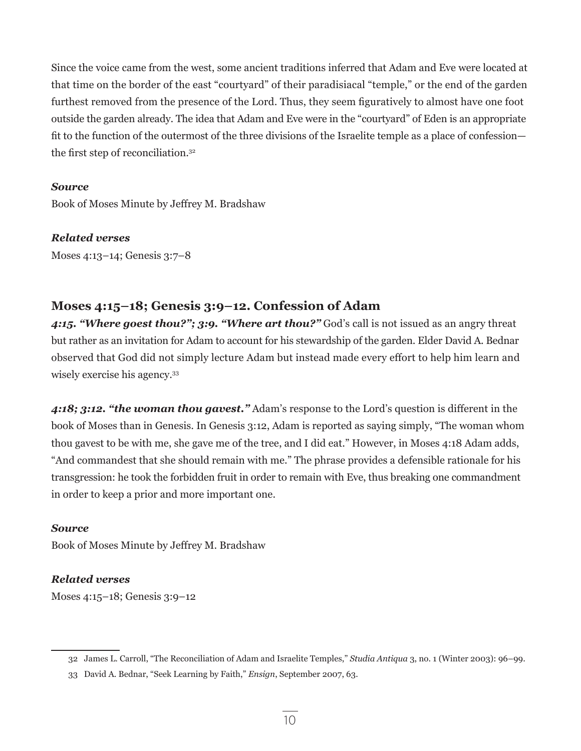Since the voice came from the west, some ancient traditions inferred that Adam and Eve were located at that time on the border of the east "courtyard" of their paradisiacal "temple," or the end of the garden furthest removed from the presence of the Lord. Thus, they seem figuratively to almost have one foot outside the garden already. The idea that Adam and Eve were in the "courtyard" of Eden is an appropriate fit to the function of the outermost of the three divisions of the Israelite temple as a place of confession—the first step of reconciliation.[32]

***Source***
Book of Moses Minute by Jeffrey M. Bradshaw

***Related verses***
Moses 4:13–14; Genesis 3:7–8

## Moses 4:15–18; Genesis 3:9–12. Confession of Adam

***4:15. "Where goest thou?"; 3:9. "Where art thou?"*** God's call is not issued as an angry threat but rather as an invitation for Adam to account for his stewardship of the garden. Elder David A. Bednar observed that God did not simply lecture Adam but instead made every effort to help him learn and wisely exercise his agency.[33]

***4:18; 3:12. "the woman thou gavest."*** Adam's response to the Lord's question is different in the book of Moses than in Genesis. In Genesis 3:12, Adam is reported as saying simply, "The woman whom thou gavest to be with me, she gave me of the tree, and I did eat." However, in Moses 4:18 Adam adds, "And commandest that she should remain with me." The phrase provides a defensible rationale for his transgression: he took the forbidden fruit in order to remain with Eve, thus breaking one commandment in order to keep a prior and more important one.

***Source***
Book of Moses Minute by Jeffrey M. Bradshaw

***Related verses***
Moses 4:15–18; Genesis 3:9–12

---

32 James L. Carroll, "The Reconciliation of Adam and Israelite Temples," *Studia Antiqua* 3, no. 1 (Winter 2003): 96–99.

33 David A. Bednar, "Seek Learning by Faith," *Ensign*, September 2007, 63.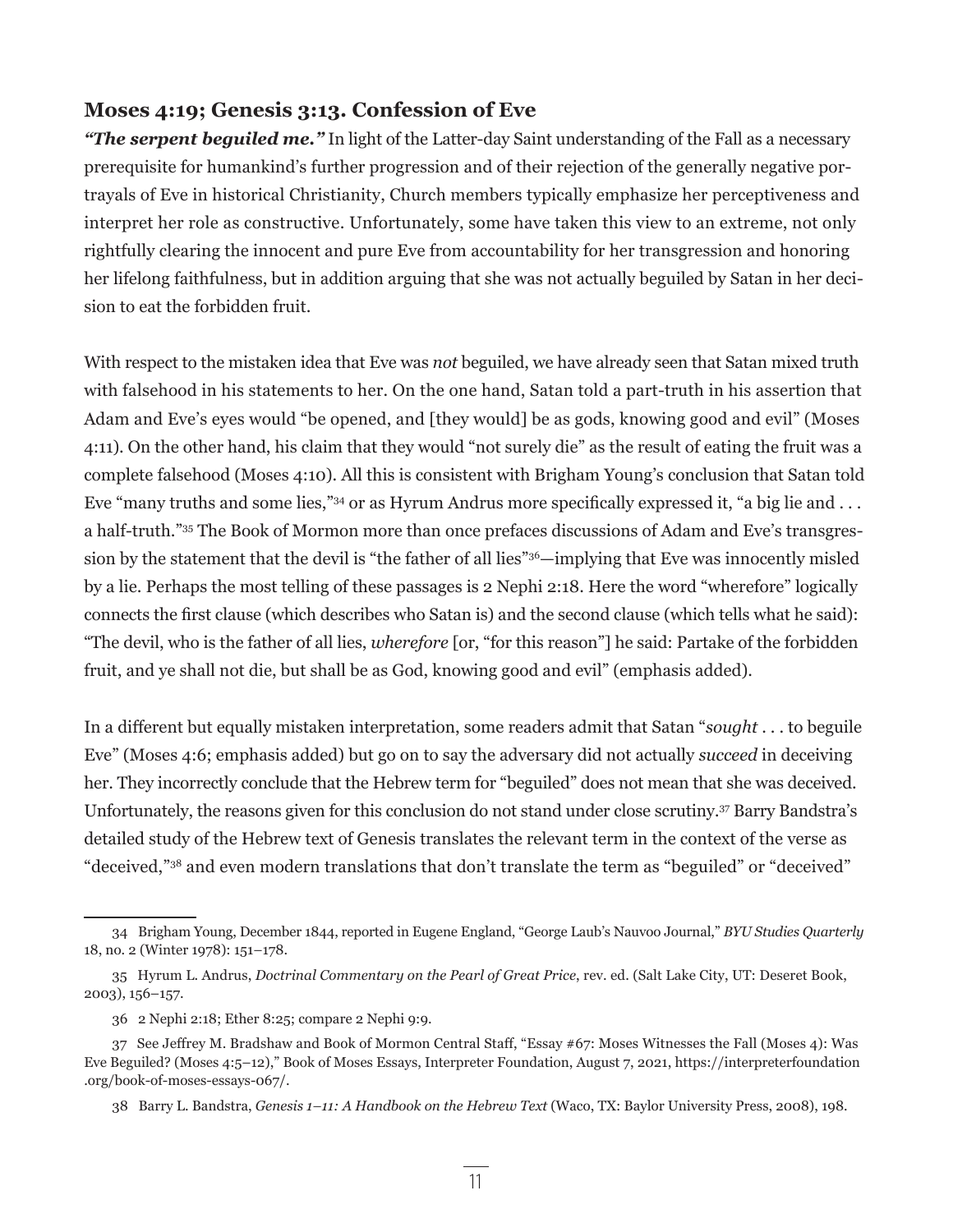### Moses 4:19; Genesis 3:13. Confession of Eve

***"The serpent beguiled me."*** In light of the Latter-day Saint understanding of the Fall as a necessary prerequisite for humankind's further progression and of their rejection of the generally negative portrayals of Eve in historical Christianity, Church members typically emphasize her perceptiveness and interpret her role as constructive. Unfortunately, some have taken this view to an extreme, not only rightfully clearing the innocent and pure Eve from accountability for her transgression and honoring her lifelong faithfulness, but in addition arguing that she was not actually beguiled by Satan in her decision to eat the forbidden fruit.

With respect to the mistaken idea that Eve was *not* beguiled, we have already seen that Satan mixed truth with falsehood in his statements to her. On the one hand, Satan told a part-truth in his assertion that Adam and Eve's eyes would "be opened, and [they would] be as gods, knowing good and evil" (Moses 4:11). On the other hand, his claim that they would "not surely die" as the result of eating the fruit was a complete falsehood (Moses 4:10). All this is consistent with Brigham Young's conclusion that Satan told Eve "many truths and some lies,"[34] or as Hyrum Andrus more specifically expressed it, "a big lie and . . . a half-truth."[35] The Book of Mormon more than once prefaces discussions of Adam and Eve's transgression by the statement that the devil is "the father of all lies"[36]—implying that Eve was innocently misled by a lie. Perhaps the most telling of these passages is 2 Nephi 2:18. Here the word "wherefore" logically connects the first clause (which describes who Satan is) and the second clause (which tells what he said): "The devil, who is the father of all lies, *wherefore* [or, "for this reason"] he said: Partake of the forbidden fruit, and ye shall not die, but shall be as God, knowing good and evil" (emphasis added).

In a different but equally mistaken interpretation, some readers admit that Satan "*sought* . . . to beguile Eve" (Moses 4:6; emphasis added) but go on to say the adversary did not actually *succeed* in deceiving her. They incorrectly conclude that the Hebrew term for "beguiled" does not mean that she was deceived. Unfortunately, the reasons given for this conclusion do not stand under close scrutiny.[37] Barry Bandstra's detailed study of the Hebrew text of Genesis translates the relevant term in the context of the verse as "deceived,"[38] and even modern translations that don't translate the term as "beguiled" or "deceived"

---

34 Brigham Young, December 1844, reported in Eugene England, "George Laub's Nauvoo Journal," *BYU Studies Quarterly* 18, no. 2 (Winter 1978): 151–178.

35 Hyrum L. Andrus, *Doctrinal Commentary on the Pearl of Great Price*, rev. ed. (Salt Lake City, UT: Deseret Book, 2003), 156–157.

36 2 Nephi 2:18; Ether 8:25; compare 2 Nephi 9:9.

37 See Jeffrey M. Bradshaw and Book of Mormon Central Staff, "Essay #67: Moses Witnesses the Fall (Moses 4): Was Eve Beguiled? (Moses 4:5–12)," Book of Moses Essays, Interpreter Foundation, August 7, 2021, https://interpreterfoundation.org/book-of-moses-essays-067/.

38 Barry L. Bandstra, *Genesis 1–11: A Handbook on the Hebrew Text* (Waco, TX: Baylor University Press, 2008), 198.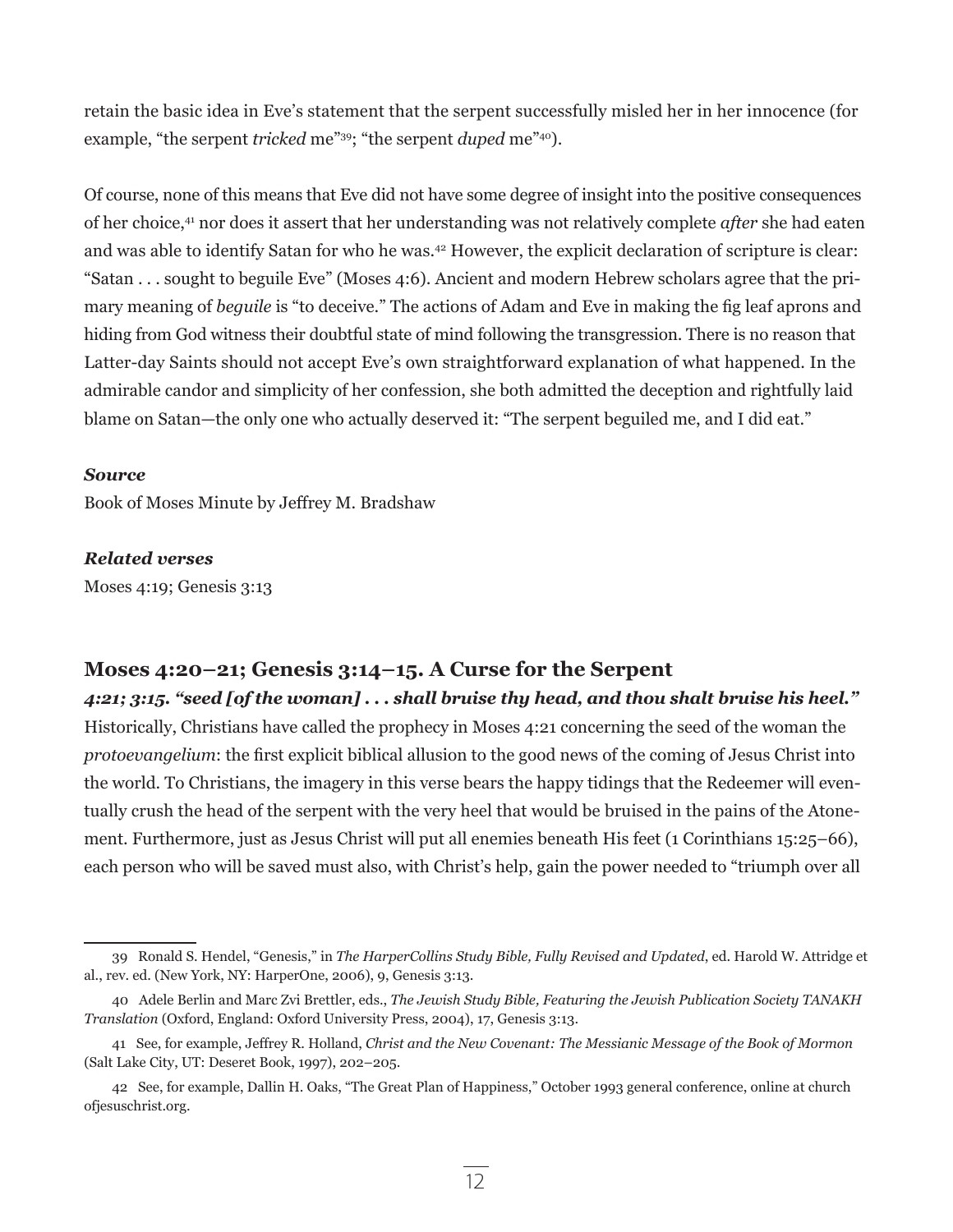retain the basic idea in Eve's statement that the serpent successfully misled her in her innocence (for example, "the serpent *tricked* me"[39]; "the serpent *duped* me"[40]).

Of course, none of this means that Eve did not have some degree of insight into the positive consequences of her choice,[41] nor does it assert that her understanding was not relatively complete *after* she had eaten and was able to identify Satan for who he was.[42] However, the explicit declaration of scripture is clear: "Satan . . . sought to beguile Eve" (Moses 4:6). Ancient and modern Hebrew scholars agree that the primary meaning of *beguile* is "to deceive." The actions of Adam and Eve in making the fig leaf aprons and hiding from God witness their doubtful state of mind following the transgression. There is no reason that Latter-day Saints should not accept Eve's own straightforward explanation of what happened. In the admirable candor and simplicity of her confession, she both admitted the deception and rightfully laid blame on Satan—the only one who actually deserved it: "The serpent beguiled me, and I did eat."

***Source***

Book of Moses Minute by Jeffrey M. Bradshaw

***Related verses***

Moses 4:19; Genesis 3:13

## Moses 4:20–21; Genesis 3:14–15. A Curse for the Serpent

***4:21; 3:15. "seed [of the woman] . . . shall bruise thy head, and thou shalt bruise his heel."***

Historically, Christians have called the prophecy in Moses 4:21 concerning the seed of the woman the *protoevangelium*: the first explicit biblical allusion to the good news of the coming of Jesus Christ into the world. To Christians, the imagery in this verse bears the happy tidings that the Redeemer will eventually crush the head of the serpent with the very heel that would be bruised in the pains of the Atonement. Furthermore, just as Jesus Christ will put all enemies beneath His feet (1 Corinthians 15:25–66), each person who will be saved must also, with Christ's help, gain the power needed to "triumph over all

---

39 Ronald S. Hendel, "Genesis," in *The HarperCollins Study Bible, Fully Revised and Updated*, ed. Harold W. Attridge et al., rev. ed. (New York, NY: HarperOne, 2006), 9, Genesis 3:13.

40 Adele Berlin and Marc Zvi Brettler, eds., *The Jewish Study Bible, Featuring the Jewish Publication Society TANAKH Translation* (Oxford, England: Oxford University Press, 2004), 17, Genesis 3:13.

41 See, for example, Jeffrey R. Holland, *Christ and the New Covenant: The Messianic Message of the Book of Mormon* (Salt Lake City, UT: Deseret Book, 1997), 202–205.

42 See, for example, Dallin H. Oaks, "The Great Plan of Happiness," October 1993 general conference, online at church ofjesuschrist.org.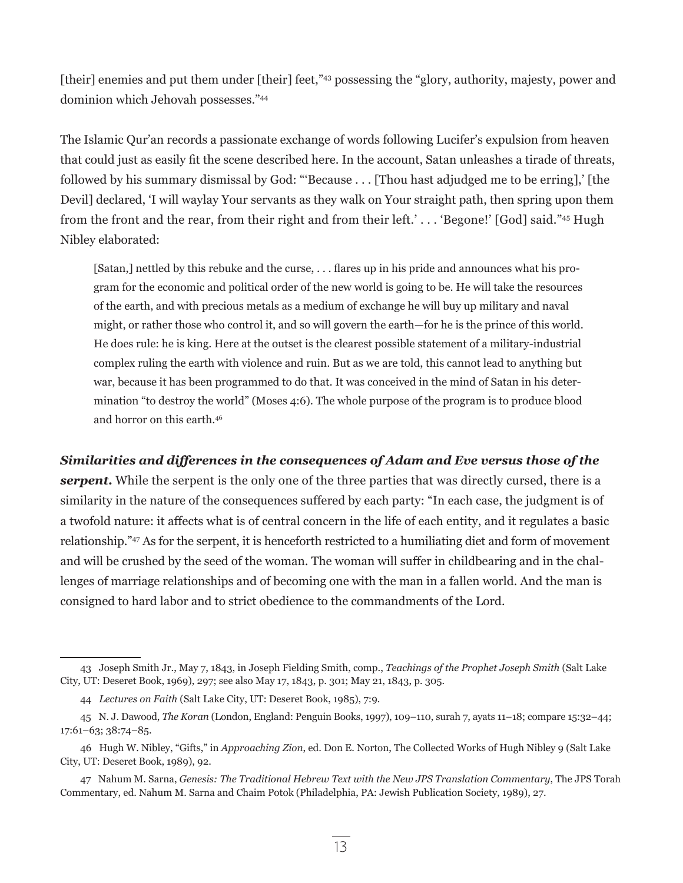[their] enemies and put them under [their] feet,"[43] possessing the "glory, authority, majesty, power and dominion which Jehovah possesses."[44]

The Islamic Qur'an records a passionate exchange of words following Lucifer's expulsion from heaven that could just as easily fit the scene described here. In the account, Satan unleashes a tirade of threats, followed by his summary dismissal by God: "'Because . . . [Thou hast adjudged me to be erring],' [the Devil] declared, 'I will waylay Your servants as they walk on Your straight path, then spring upon them from the front and the rear, from their right and from their left.' . . . 'Begone!' [God] said."[45] Hugh Nibley elaborated:

> [Satan,] nettled by this rebuke and the curse, . . . flares up in his pride and announces what his program for the economic and political order of the new world is going to be. He will take the resources of the earth, and with precious metals as a medium of exchange he will buy up military and naval might, or rather those who control it, and so will govern the earth—for he is the prince of this world. He does rule: he is king. Here at the outset is the clearest possible statement of a military-industrial complex ruling the earth with violence and ruin. But as we are told, this cannot lead to anything but war, because it has been programmed to do that. It was conceived in the mind of Satan in his determination "to destroy the world" (Moses 4:6). The whole purpose of the program is to produce blood and horror on this earth.[46]

***Similarities and differences in the consequences of Adam and Eve versus those of the serpent.*** While the serpent is the only one of the three parties that was directly cursed, there is a similarity in the nature of the consequences suffered by each party: "In each case, the judgment is of a twofold nature: it affects what is of central concern in the life of each entity, and it regulates a basic relationship."[47] As for the serpent, it is henceforth restricted to a humiliating diet and form of movement and will be crushed by the seed of the woman. The woman will suffer in childbearing and in the challenges of marriage relationships and of becoming one with the man in a fallen world. And the man is consigned to hard labor and to strict obedience to the commandments of the Lord.

---

43 Joseph Smith Jr., May 7, 1843, in Joseph Fielding Smith, comp., *Teachings of the Prophet Joseph Smith* (Salt Lake City, UT: Deseret Book, 1969), 297; see also May 17, 1843, p. 301; May 21, 1843, p. 305.

44 *Lectures on Faith* (Salt Lake City, UT: Deseret Book, 1985), 7:9.

45 N. J. Dawood, *The Koran* (London, England: Penguin Books, 1997), 109–110, surah 7, ayats 11–18; compare 15:32–44; 17:61–63; 38:74–85.

46 Hugh W. Nibley, "Gifts," in *Approaching Zion*, ed. Don E. Norton, The Collected Works of Hugh Nibley 9 (Salt Lake City, UT: Deseret Book, 1989), 92.

47 Nahum M. Sarna, *Genesis: The Traditional Hebrew Text with the New JPS Translation Commentary*, The JPS Torah Commentary, ed. Nahum M. Sarna and Chaim Potok (Philadelphia, PA: Jewish Publication Society, 1989), 27.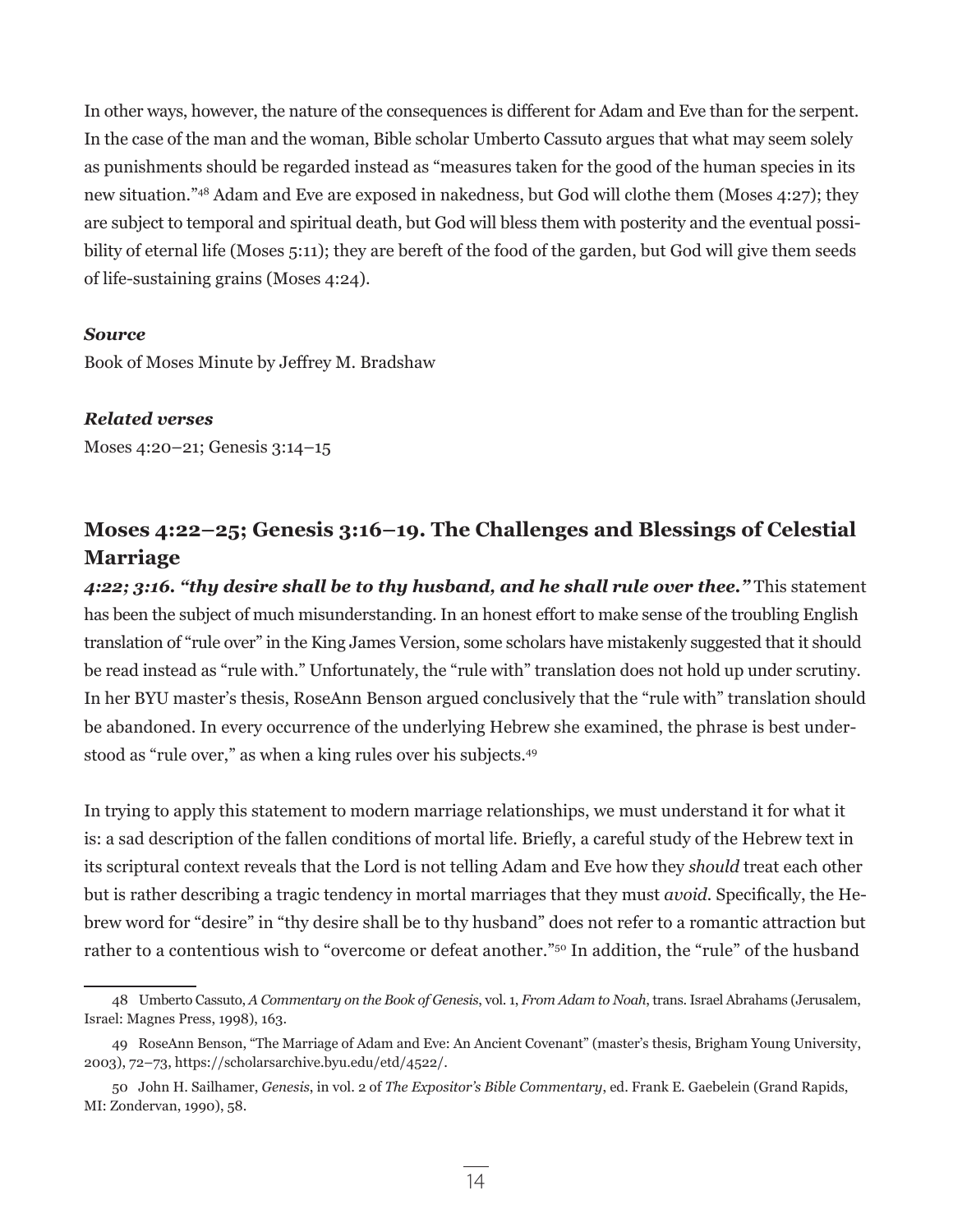In other ways, however, the nature of the consequences is different for Adam and Eve than for the serpent. In the case of the man and the woman, Bible scholar Umberto Cassuto argues that what may seem solely as punishments should be regarded instead as "measures taken for the good of the human species in its new situation."[48] Adam and Eve are exposed in nakedness, but God will clothe them (Moses 4:27); they are subject to temporal and spiritual death, but God will bless them with posterity and the eventual possibility of eternal life (Moses 5:11); they are bereft of the food of the garden, but God will give them seeds of life-sustaining grains (Moses 4:24).

***Source***

Book of Moses Minute by Jeffrey M. Bradshaw

***Related verses***

Moses 4:20–21; Genesis 3:14–15

## Moses 4:22–25; Genesis 3:16–19. The Challenges and Blessings of Celestial Marriage

***4:22; 3:16. "thy desire shall be to thy husband, and he shall rule over thee."*** This statement has been the subject of much misunderstanding. In an honest effort to make sense of the troubling English translation of "rule over" in the King James Version, some scholars have mistakenly suggested that it should be read instead as "rule with." Unfortunately, the "rule with" translation does not hold up under scrutiny. In her BYU master's thesis, RoseAnn Benson argued conclusively that the "rule with" translation should be abandoned. In every occurrence of the underlying Hebrew she examined, the phrase is best understood as "rule over," as when a king rules over his subjects.[49]

In trying to apply this statement to modern marriage relationships, we must understand it for what it is: a sad description of the fallen conditions of mortal life. Briefly, a careful study of the Hebrew text in its scriptural context reveals that the Lord is not telling Adam and Eve how they *should* treat each other but is rather describing a tragic tendency in mortal marriages that they must *avoid*. Specifically, the Hebrew word for "desire" in "thy desire shall be to thy husband" does not refer to a romantic attraction but rather to a contentious wish to "overcome or defeat another."[50] In addition, the "rule" of the husband

---

48 Umberto Cassuto, *A Commentary on the Book of Genesis*, vol. 1, *From Adam to Noah*, trans. Israel Abrahams (Jerusalem, Israel: Magnes Press, 1998), 163.

49 RoseAnn Benson, "The Marriage of Adam and Eve: An Ancient Covenant" (master's thesis, Brigham Young University, 2003), 72–73, https://scholarsarchive.byu.edu/etd/4522/.

50 John H. Sailhamer, *Genesis*, in vol. 2 of *The Expositor's Bible Commentary*, ed. Frank E. Gaebelein (Grand Rapids, MI: Zondervan, 1990), 58.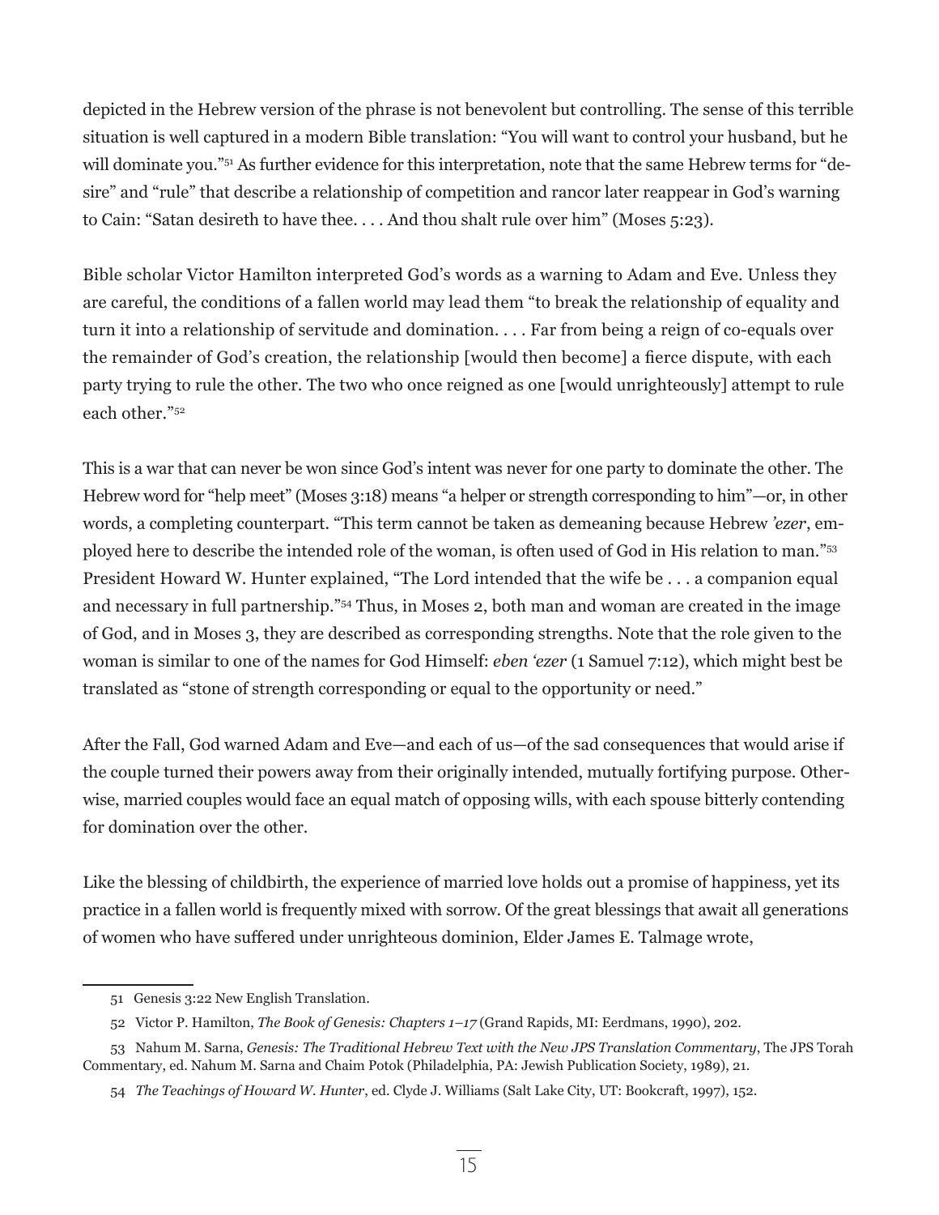depicted in the Hebrew version of the phrase is not benevolent but controlling. The sense of this terrible situation is well captured in a modern Bible translation: "You will want to control your husband, but he will dominate you."[51] As further evidence for this interpretation, note that the same Hebrew terms for "desire" and "rule" that describe a relationship of competition and rancor later reappear in God's warning to Cain: "Satan desireth to have thee. . . . And thou shalt rule over him" (Moses 5:23).

Bible scholar Victor Hamilton interpreted God's words as a warning to Adam and Eve. Unless they are careful, the conditions of a fallen world may lead them "to break the relationship of equality and turn it into a relationship of servitude and domination. . . . Far from being a reign of co-equals over the remainder of God's creation, the relationship [would then become] a fierce dispute, with each party trying to rule the other. The two who once reigned as one [would unrighteously] attempt to rule each other."[52]

This is a war that can never be won since God's intent was never for one party to dominate the other. The Hebrew word for "help meet" (Moses 3:18) means "a helper or strength corresponding to him"—or, in other words, a completing counterpart. "This term cannot be taken as demeaning because Hebrew *'ezer*, employed here to describe the intended role of the woman, is often used of God in His relation to man."[53] President Howard W. Hunter explained, "The Lord intended that the wife be . . . a companion equal and necessary in full partnership."[54] Thus, in Moses 2, both man and woman are created in the image of God, and in Moses 3, they are described as corresponding strengths. Note that the role given to the woman is similar to one of the names for God Himself: *eben 'ezer* (1 Samuel 7:12), which might best be translated as "stone of strength corresponding or equal to the opportunity or need."

After the Fall, God warned Adam and Eve—and each of us—of the sad consequences that would arise if the couple turned their powers away from their originally intended, mutually fortifying purpose. Otherwise, married couples would face an equal match of opposing wills, with each spouse bitterly contending for domination over the other.

Like the blessing of childbirth, the experience of married love holds out a promise of happiness, yet its practice in a fallen world is frequently mixed with sorrow. Of the great blessings that await all generations of women who have suffered under unrighteous dominion, Elder James E. Talmage wrote,

---

51 Genesis 3:22 New English Translation.

52 Victor P. Hamilton, *The Book of Genesis: Chapters 1–17* (Grand Rapids, MI: Eerdmans, 1990), 202.

53 Nahum M. Sarna, *Genesis: The Traditional Hebrew Text with the New JPS Translation Commentary*, The JPS Torah Commentary, ed. Nahum M. Sarna and Chaim Potok (Philadelphia, PA: Jewish Publication Society, 1989), 21.

54 *The Teachings of Howard W. Hunter*, ed. Clyde J. Williams (Salt Lake City, UT: Bookcraft, 1997), 152.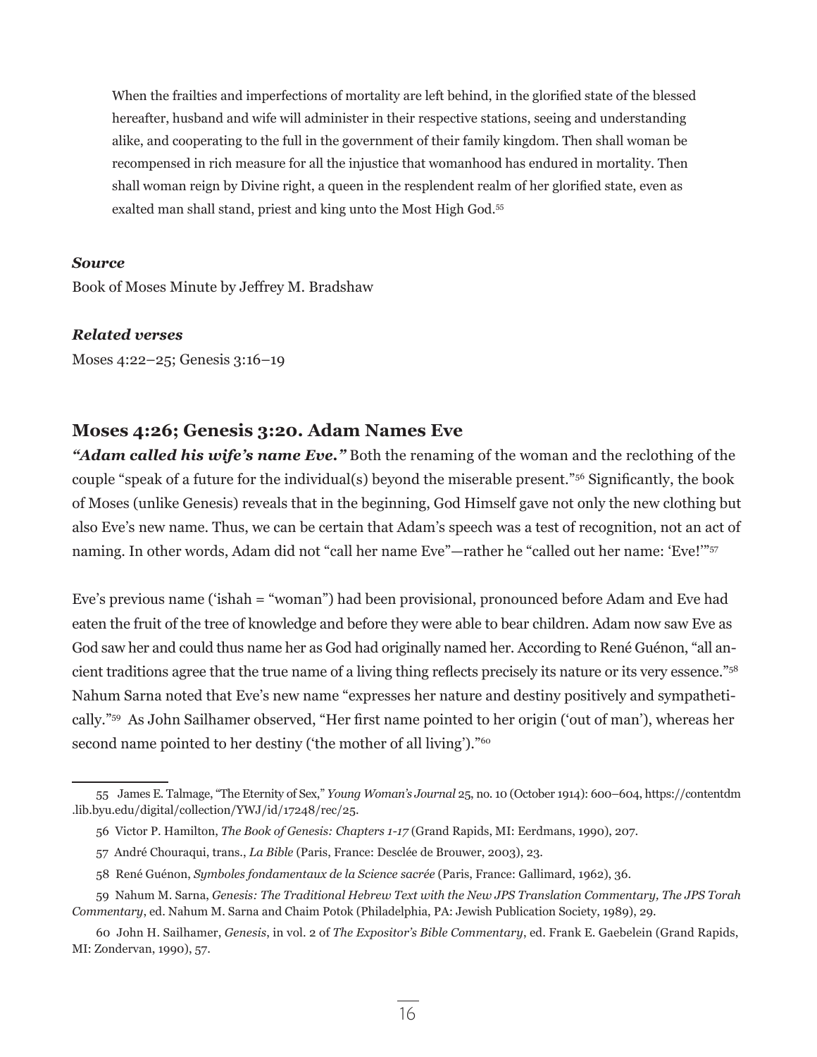> When the frailties and imperfections of mortality are left behind, in the glorified state of the blessed hereafter, husband and wife will administer in their respective stations, seeing and understanding alike, and cooperating to the full in the government of their family kingdom. Then shall woman be recompensed in rich measure for all the injustice that womanhood has endured in mortality. Then shall woman reign by Divine right, a queen in the resplendent realm of her glorified state, even as exalted man shall stand, priest and king unto the Most High God.[55]

***Source***

Book of Moses Minute by Jeffrey M. Bradshaw

***Related verses***

Moses 4:22–25; Genesis 3:16–19

## Moses 4:26; Genesis 3:20. Adam Names Eve

***"Adam called his wife's name Eve."*** Both the renaming of the woman and the reclothing of the couple "speak of a future for the individual(s) beyond the miserable present."[56] Significantly, the book of Moses (unlike Genesis) reveals that in the beginning, God Himself gave not only the new clothing but also Eve's new name. Thus, we can be certain that Adam's speech was a test of recognition, not an act of naming. In other words, Adam did not "call her name Eve"—rather he "called out her name: 'Eve!'"[57]

Eve's previous name ('ishah = "woman") had been provisional, pronounced before Adam and Eve had eaten the fruit of the tree of knowledge and before they were able to bear children. Adam now saw Eve as God saw her and could thus name her as God had originally named her. According to René Guénon, "all ancient traditions agree that the true name of a living thing reflects precisely its nature or its very essence."[58] Nahum Sarna noted that Eve's new name "expresses her nature and destiny positively and sympathetically."[59] As John Sailhamer observed, "Her first name pointed to her origin ('out of man'), whereas her second name pointed to her destiny ('the mother of all living')."[60]

---

55 James E. Talmage, "The Eternity of Sex," *Young Woman's Journal* 25, no. 10 (October 1914): 600–604, https://contentdm.lib.byu.edu/digital/collection/YWJ/id/17248/rec/25.

56 Victor P. Hamilton, *The Book of Genesis: Chapters 1-17* (Grand Rapids, MI: Eerdmans, 1990), 207.

57 André Chouraqui, trans., *La Bible* (Paris, France: Desclée de Brouwer, 2003), 23.

58 René Guénon, *Symboles fondamentaux de la Science sacrée* (Paris, France: Gallimard, 1962), 36.

59 Nahum M. Sarna, *Genesis: The Traditional Hebrew Text with the New JPS Translation Commentary, The JPS Torah Commentary*, ed. Nahum M. Sarna and Chaim Potok (Philadelphia, PA: Jewish Publication Society, 1989), 29.

60 John H. Sailhamer, *Genesis*, in vol. 2 of *The Expositor's Bible Commentary*, ed. Frank E. Gaebelein (Grand Rapids, MI: Zondervan, 1990), 57.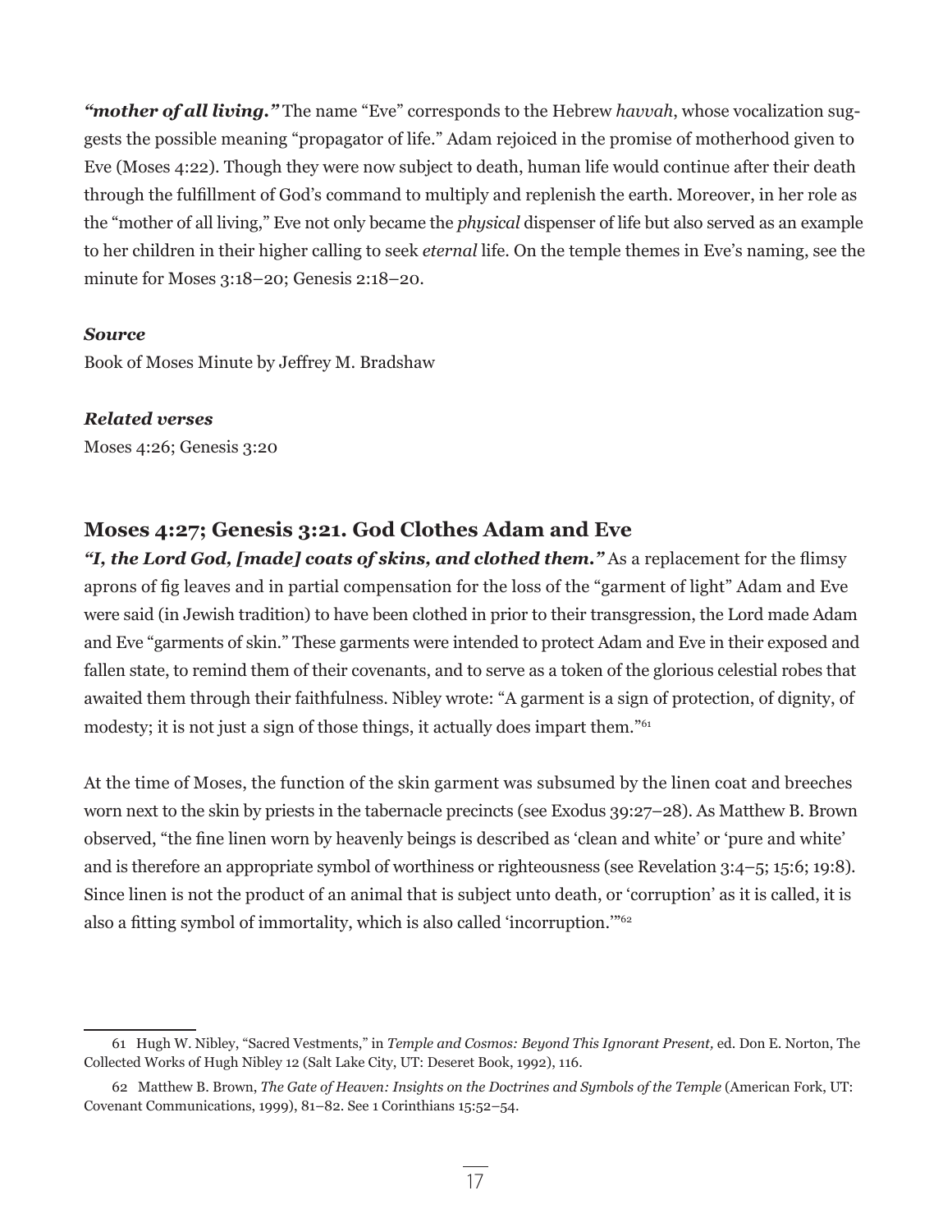***"mother of all living."*** The name "Eve" corresponds to the Hebrew *havvah*, whose vocalization suggests the possible meaning "propagator of life." Adam rejoiced in the promise of motherhood given to Eve (Moses 4:22). Though they were now subject to death, human life would continue after their death through the fulfillment of God's command to multiply and replenish the earth. Moreover, in her role as the "mother of all living," Eve not only became the *physical* dispenser of life but also served as an example to her children in their higher calling to seek *eternal* life. On the temple themes in Eve's naming, see the minute for Moses 3:18–20; Genesis 2:18–20.

***Source***

Book of Moses Minute by Jeffrey M. Bradshaw

***Related verses***

Moses 4:26; Genesis 3:20

## Moses 4:27; Genesis 3:21. God Clothes Adam and Eve

***"I, the Lord God, [made] coats of skins, and clothed them."*** As a replacement for the flimsy aprons of fig leaves and in partial compensation for the loss of the "garment of light" Adam and Eve were said (in Jewish tradition) to have been clothed in prior to their transgression, the Lord made Adam and Eve "garments of skin." These garments were intended to protect Adam and Eve in their exposed and fallen state, to remind them of their covenants, and to serve as a token of the glorious celestial robes that awaited them through their faithfulness. Nibley wrote: "A garment is a sign of protection, of dignity, of modesty; it is not just a sign of those things, it actually does impart them."[61]

At the time of Moses, the function of the skin garment was subsumed by the linen coat and breeches worn next to the skin by priests in the tabernacle precincts (see Exodus 39:27–28). As Matthew B. Brown observed, "the fine linen worn by heavenly beings is described as 'clean and white' or 'pure and white' and is therefore an appropriate symbol of worthiness or righteousness (see Revelation 3:4–5; 15:6; 19:8). Since linen is not the product of an animal that is subject unto death, or 'corruption' as it is called, it is also a fitting symbol of immortality, which is also called 'incorruption.'"[62]

---

61 Hugh W. Nibley, "Sacred Vestments," in *Temple and Cosmos: Beyond This Ignorant Present,* ed. Don E. Norton, The Collected Works of Hugh Nibley 12 (Salt Lake City, UT: Deseret Book, 1992), 116.

62 Matthew B. Brown, *The Gate of Heaven: Insights on the Doctrines and Symbols of the Temple* (American Fork, UT: Covenant Communications, 1999), 81–82. See 1 Corinthians 15:52–54.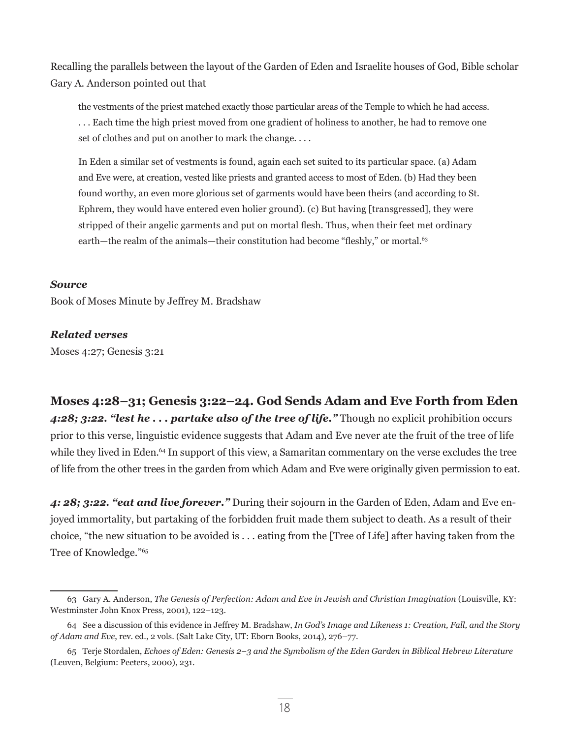Recalling the parallels between the layout of the Garden of Eden and Israelite houses of God, Bible scholar Gary A. Anderson pointed out that

> the vestments of the priest matched exactly those particular areas of the Temple to which he had access. . . . Each time the high priest moved from one gradient of holiness to another, he had to remove one set of clothes and put on another to mark the change. . . .
>
> In Eden a similar set of vestments is found, again each set suited to its particular space. (a) Adam and Eve were, at creation, vested like priests and granted access to most of Eden. (b) Had they been found worthy, an even more glorious set of garments would have been theirs (and according to St. Ephrem, they would have entered even holier ground). (c) But having [transgressed], they were stripped of their angelic garments and put on mortal flesh. Thus, when their feet met ordinary earth—the realm of the animals—their constitution had become "fleshly," or mortal.[63]

***Source***

Book of Moses Minute by Jeffrey M. Bradshaw

***Related verses***

Moses 4:27; Genesis 3:21

## Moses 4:28–31; Genesis 3:22–24. God Sends Adam and Eve Forth from Eden

***4:28; 3:22. "lest he . . . partake also of the tree of life."*** Though no explicit prohibition occurs prior to this verse, linguistic evidence suggests that Adam and Eve never ate the fruit of the tree of life while they lived in Eden.[64] In support of this view, a Samaritan commentary on the verse excludes the tree of life from the other trees in the garden from which Adam and Eve were originally given permission to eat.

***4: 28; 3:22. "eat and live forever."*** During their sojourn in the Garden of Eden, Adam and Eve enjoyed immortality, but partaking of the forbidden fruit made them subject to death. As a result of their choice, "the new situation to be avoided is . . . eating from the [Tree of Life] after having taken from the Tree of Knowledge."[65]

---

63 Gary A. Anderson, *The Genesis of Perfection: Adam and Eve in Jewish and Christian Imagination* (Louisville, KY: Westminster John Knox Press, 2001), 122–123.

64 See a discussion of this evidence in Jeffrey M. Bradshaw, *In God's Image and Likeness 1: Creation, Fall, and the Story of Adam and Eve*, rev. ed., 2 vols. (Salt Lake City, UT: Eborn Books, 2014), 276–77.

65 Terje Stordalen, *Echoes of Eden: Genesis 2–3 and the Symbolism of the Eden Garden in Biblical Hebrew Literature* (Leuven, Belgium: Peeters, 2000), 231.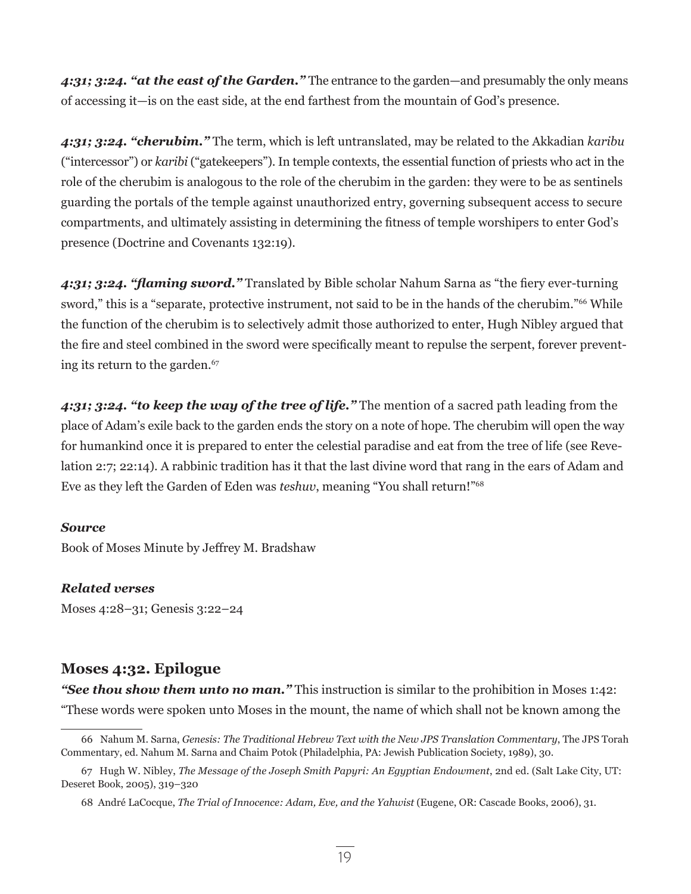***4:31; 3:24. "at the east of the Garden."*** The entrance to the garden—and presumably the only means of accessing it—is on the east side, at the end farthest from the mountain of God's presence.

***4:31; 3:24. "cherubim."*** The term, which is left untranslated, may be related to the Akkadian *karibu* ("intercessor") or *karibi* ("gatekeepers"). In temple contexts, the essential function of priests who act in the role of the cherubim is analogous to the role of the cherubim in the garden: they were to be as sentinels guarding the portals of the temple against unauthorized entry, governing subsequent access to secure compartments, and ultimately assisting in determining the fitness of temple worshipers to enter God's presence (Doctrine and Covenants 132:19).

***4:31; 3:24. "flaming sword."*** Translated by Bible scholar Nahum Sarna as "the fiery ever-turning sword," this is a "separate, protective instrument, not said to be in the hands of the cherubim."[66] While the function of the cherubim is to selectively admit those authorized to enter, Hugh Nibley argued that the fire and steel combined in the sword were specifically meant to repulse the serpent, forever preventing its return to the garden.[67]

***4:31; 3:24. "to keep the way of the tree of life."*** The mention of a sacred path leading from the place of Adam's exile back to the garden ends the story on a note of hope. The cherubim will open the way for humankind once it is prepared to enter the celestial paradise and eat from the tree of life (see Revelation 2:7; 22:14). A rabbinic tradition has it that the last divine word that rang in the ears of Adam and Eve as they left the Garden of Eden was *teshuv*, meaning "You shall return!"[68]

***Source***

Book of Moses Minute by Jeffrey M. Bradshaw

***Related verses***

Moses 4:28–31; Genesis 3:22–24

## Moses 4:32. Epilogue

***"See thou show them unto no man."*** This instruction is similar to the prohibition in Moses 1:42: "These words were spoken unto Moses in the mount, the name of which shall not be known among the

---

66 Nahum M. Sarna, *Genesis: The Traditional Hebrew Text with the New JPS Translation Commentary*, The JPS Torah Commentary, ed. Nahum M. Sarna and Chaim Potok (Philadelphia, PA: Jewish Publication Society, 1989), 30.

67 Hugh W. Nibley, *The Message of the Joseph Smith Papyri: An Egyptian Endowment*, 2nd ed. (Salt Lake City, UT: Deseret Book, 2005), 319–320

68 André LaCocque, *The Trial of Innocence: Adam, Eve, and the Yahwist* (Eugene, OR: Cascade Books, 2006), 31.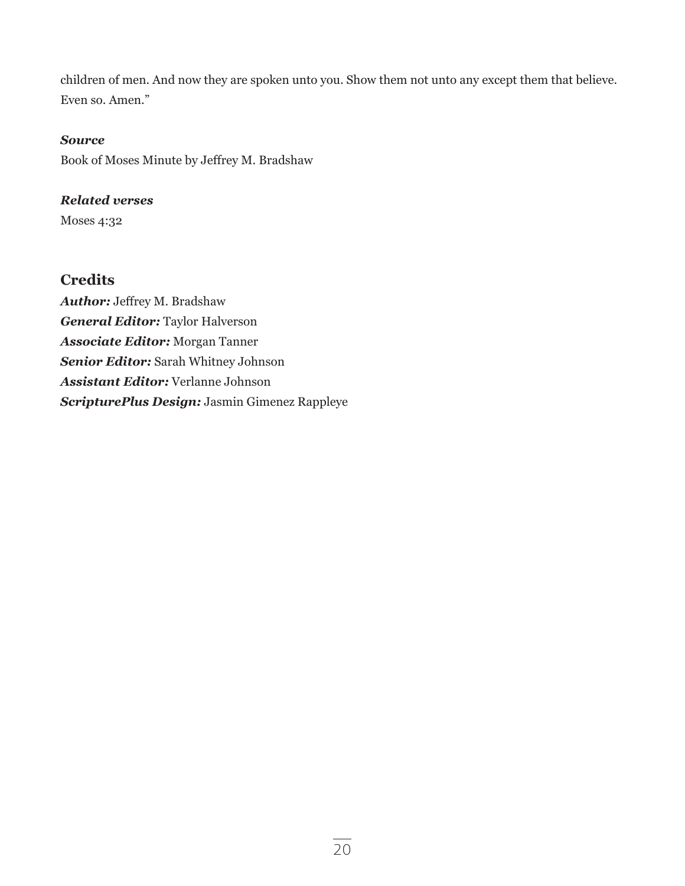children of men. And now they are spoken unto you. Show them not unto any except them that believe. Even so. Amen."

***Source***

Book of Moses Minute by Jeffrey M. Bradshaw

***Related verses***

Moses 4:32

## Credits

***Author:*** Jeffrey M. Bradshaw
***General Editor:*** Taylor Halverson
***Associate Editor:*** Morgan Tanner
***Senior Editor:*** Sarah Whitney Johnson
***Assistant Editor:*** Verlanne Johnson
***ScripturePlus Design:*** Jasmin Gimenez Rappleye